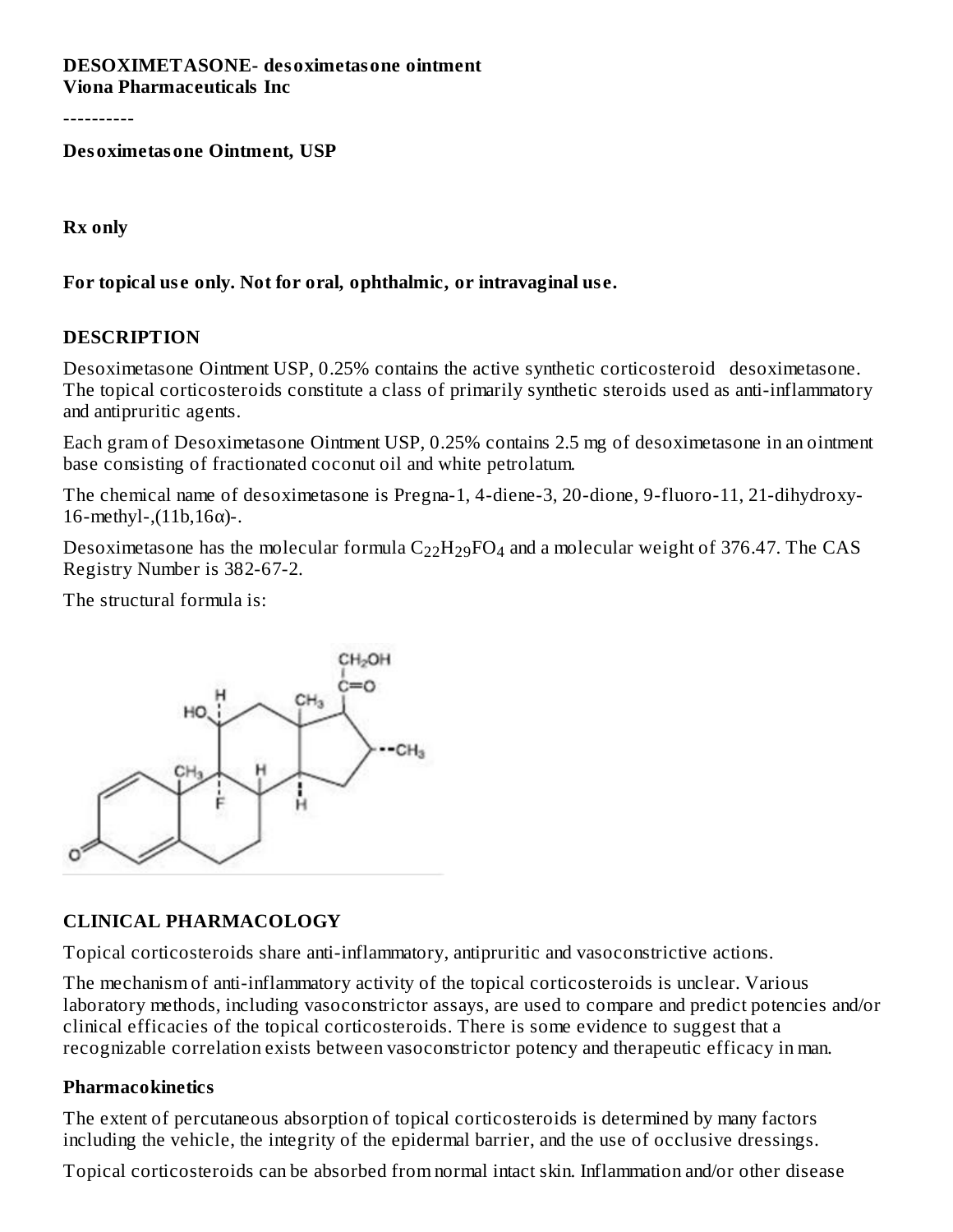**DESOXIMETASONE- desoximetasone ointment**
**Viona Pharmaceuticals Inc**

----------

**Desoximetasone Ointment, USP**

**Rx only**

**For topical use only. Not for oral, ophthalmic, or intravaginal use.**

## DESCRIPTION

Desoximetasone Ointment USP, 0.25% contains the active synthetic corticosteroid desoximetasone. The topical corticosteroids constitute a class of primarily synthetic steroids used as anti-inflammatory and antipruritic agents.

Each gram of Desoximetasone Ointment USP, 0.25% contains 2.5 mg of desoximetasone in an ointment base consisting of fractionated coconut oil and white petrolatum.

The chemical name of desoximetasone is Pregna-1, 4-diene-3, 20-dione, 9-fluoro-11, 21-dihydroxy-16-methyl-,(11b,16α)-.

Desoximetasone has the molecular formula $C_{22}H_{29}FO_4$ and a molecular weight of 376.47. The CAS Registry Number is 382-67-2.

The structural formula is:

## CLINICAL PHARMACOLOGY

Topical corticosteroids share anti-inflammatory, antipruritic and vasoconstrictive actions.

The mechanism of anti-inflammatory activity of the topical corticosteroids is unclear. Various laboratory methods, including vasoconstrictor assays, are used to compare and predict potencies and/or clinical efficacies of the topical corticosteroids. There is some evidence to suggest that a recognizable correlation exists between vasoconstrictor potency and therapeutic efficacy in man.

### Pharmacokinetics

The extent of percutaneous absorption of topical corticosteroids is determined by many factors including the vehicle, the integrity of the epidermal barrier, and the use of occlusive dressings.

Topical corticosteroids can be absorbed from normal intact skin. Inflammation and/or other disease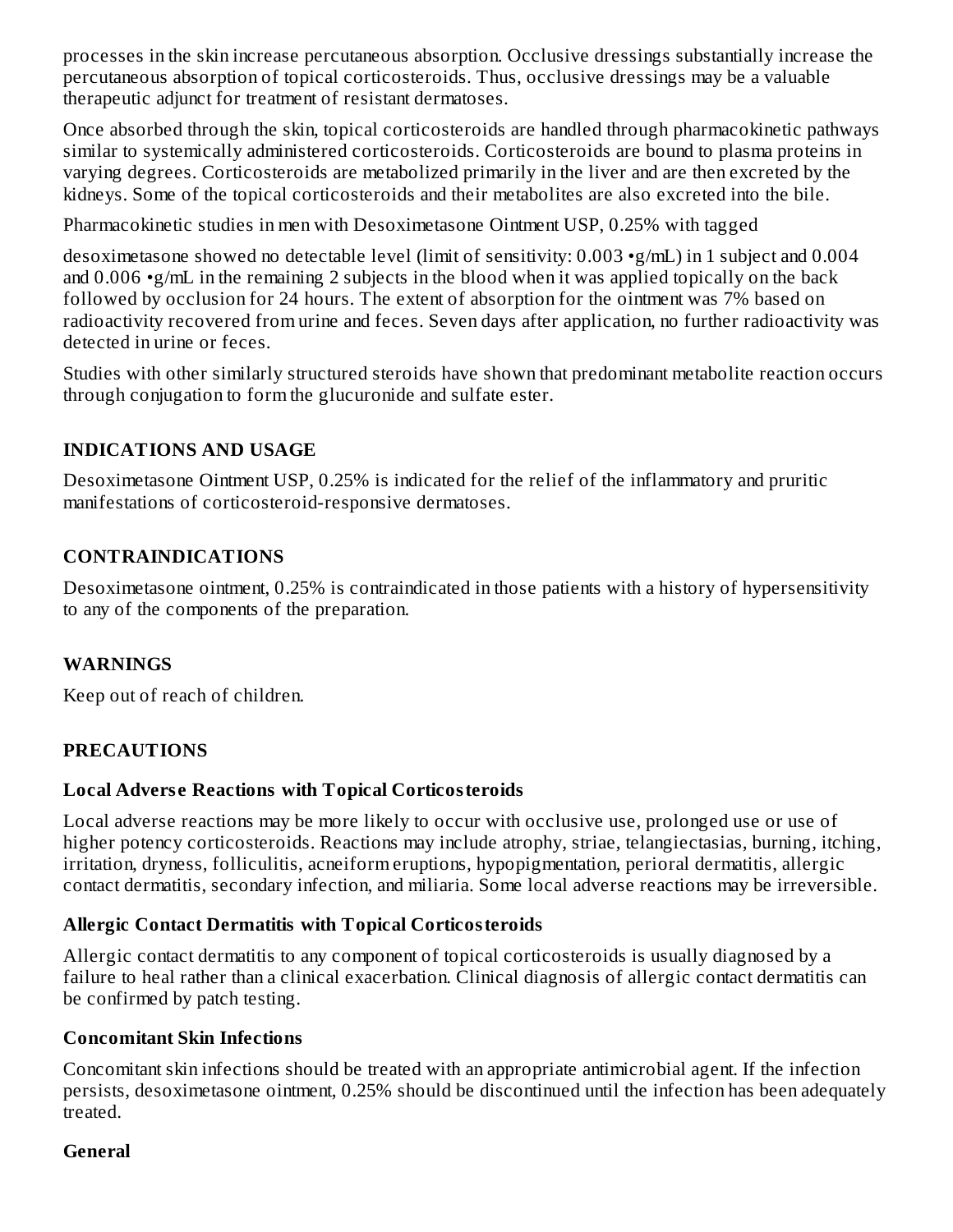processes in the skin increase percutaneous absorption. Occlusive dressings substantially increase the percutaneous absorption of topical corticosteroids. Thus, occlusive dressings may be a valuable therapeutic adjunct for treatment of resistant dermatoses.

Once absorbed through the skin, topical corticosteroids are handled through pharmacokinetic pathways similar to systemically administered corticosteroids. Corticosteroids are bound to plasma proteins in varying degrees. Corticosteroids are metabolized primarily in the liver and are then excreted by the kidneys. Some of the topical corticosteroids and their metabolites are also excreted into the bile.

Pharmacokinetic studies in men with Desoximetasone Ointment USP, 0.25% with tagged

desoximetasone showed no detectable level (limit of sensitivity: 0.003 •g/mL) in 1 subject and 0.004 and 0.006 •g/mL in the remaining 2 subjects in the blood when it was applied topically on the back followed by occlusion for 24 hours. The extent of absorption for the ointment was 7% based on radioactivity recovered from urine and feces. Seven days after application, no further radioactivity was detected in urine or feces.

Studies with other similarly structured steroids have shown that predominant metabolite reaction occurs through conjugation to form the glucuronide and sulfate ester.

## INDICATIONS AND USAGE

Desoximetasone Ointment USP, 0.25% is indicated for the relief of the inflammatory and pruritic manifestations of corticosteroid-responsive dermatoses.

## CONTRAINDICATIONS

Desoximetasone ointment, 0.25% is contraindicated in those patients with a history of hypersensitivity to any of the components of the preparation.

## WARNINGS

Keep out of reach of children.

## PRECAUTIONS

### Local Adverse Reactions with Topical Corticosteroids

Local adverse reactions may be more likely to occur with occlusive use, prolonged use or use of higher potency corticosteroids. Reactions may include atrophy, striae, telangiectasias, burning, itching, irritation, dryness, folliculitis, acneiform eruptions, hypopigmentation, perioral dermatitis, allergic contact dermatitis, secondary infection, and miliaria. Some local adverse reactions may be irreversible.

### Allergic Contact Dermatitis with Topical Corticosteroids

Allergic contact dermatitis to any component of topical corticosteroids is usually diagnosed by a failure to heal rather than a clinical exacerbation. Clinical diagnosis of allergic contact dermatitis can be confirmed by patch testing.

### Concomitant Skin Infections

Concomitant skin infections should be treated with an appropriate antimicrobial agent. If the infection persists, desoximetasone ointment, 0.25% should be discontinued until the infection has been adequately treated.

### General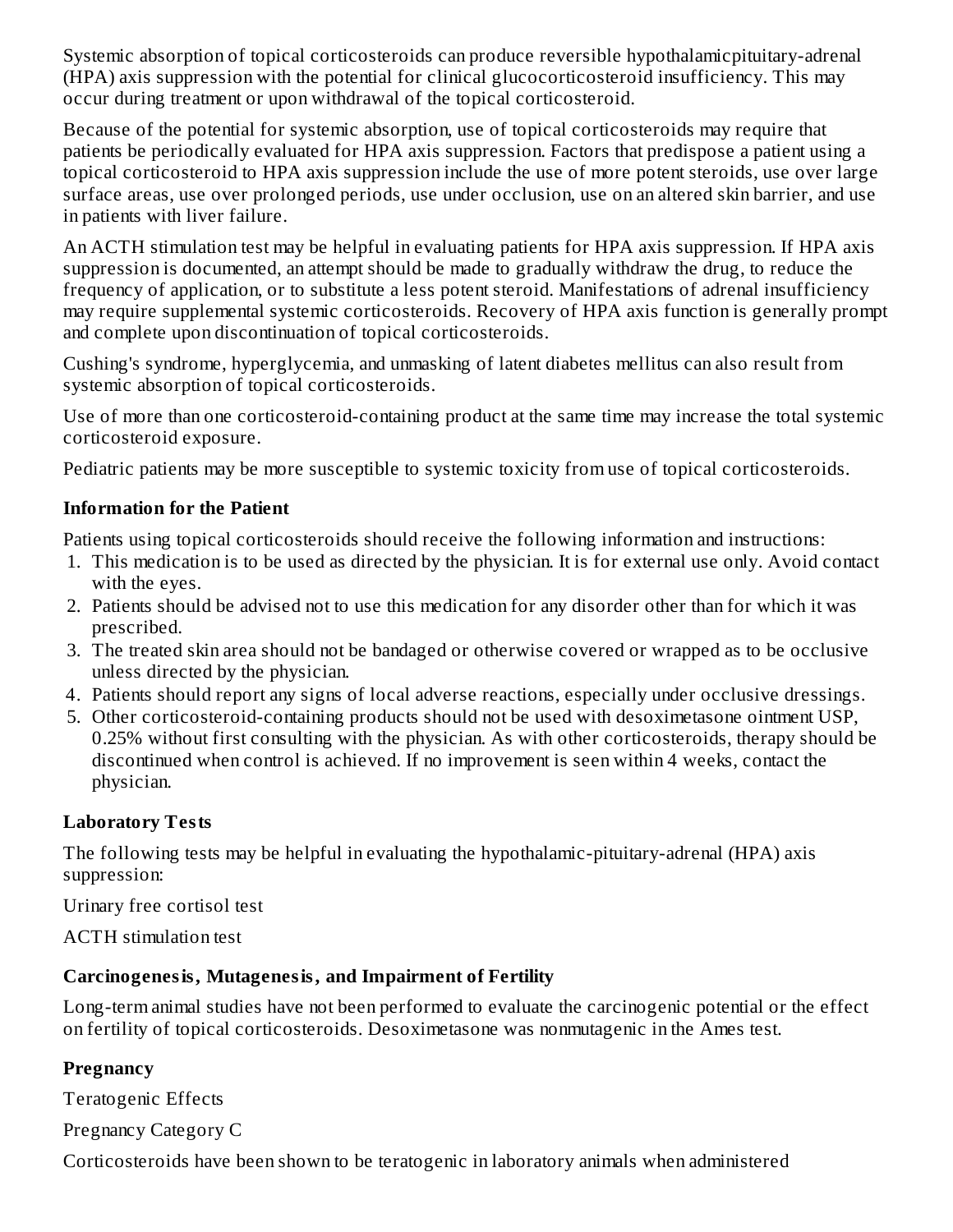Systemic absorption of topical corticosteroids can produce reversible hypothalamicpituitary-adrenal (HPA) axis suppression with the potential for clinical glucocorticosteroid insufficiency. This may occur during treatment or upon withdrawal of the topical corticosteroid.

Because of the potential for systemic absorption, use of topical corticosteroids may require that patients be periodically evaluated for HPA axis suppression. Factors that predispose a patient using a topical corticosteroid to HPA axis suppression include the use of more potent steroids, use over large surface areas, use over prolonged periods, use under occlusion, use on an altered skin barrier, and use in patients with liver failure.

An ACTH stimulation test may be helpful in evaluating patients for HPA axis suppression. If HPA axis suppression is documented, an attempt should be made to gradually withdraw the drug, to reduce the frequency of application, or to substitute a less potent steroid. Manifestations of adrenal insufficiency may require supplemental systemic corticosteroids. Recovery of HPA axis function is generally prompt and complete upon discontinuation of topical corticosteroids.

Cushing's syndrome, hyperglycemia, and unmasking of latent diabetes mellitus can also result from systemic absorption of topical corticosteroids.

Use of more than one corticosteroid-containing product at the same time may increase the total systemic corticosteroid exposure.

Pediatric patients may be more susceptible to systemic toxicity from use of topical corticosteroids.

**Information for the Patient**

Patients using topical corticosteroids should receive the following information and instructions:

1. This medication is to be used as directed by the physician. It is for external use only. Avoid contact with the eyes.
2. Patients should be advised not to use this medication for any disorder other than for which it was prescribed.
3. The treated skin area should not be bandaged or otherwise covered or wrapped as to be occlusive unless directed by the physician.
4. Patients should report any signs of local adverse reactions, especially under occlusive dressings.
5. Other corticosteroid-containing products should not be used with desoximetasone ointment USP, 0.25% without first consulting with the physician. As with other corticosteroids, therapy should be discontinued when control is achieved. If no improvement is seen within 4 weeks, contact the physician.

**Laboratory Tests**

The following tests may be helpful in evaluating the hypothalamic-pituitary-adrenal (HPA) axis suppression:

Urinary free cortisol test

ACTH stimulation test

**Carcinogenesis, Mutagenesis, and Impairment of Fertility**

Long-term animal studies have not been performed to evaluate the carcinogenic potential or the effect on fertility of topical corticosteroids. Desoximetasone was nonmutagenic in the Ames test.

**Pregnancy**

Teratogenic Effects

Pregnancy Category C

Corticosteroids have been shown to be teratogenic in laboratory animals when administered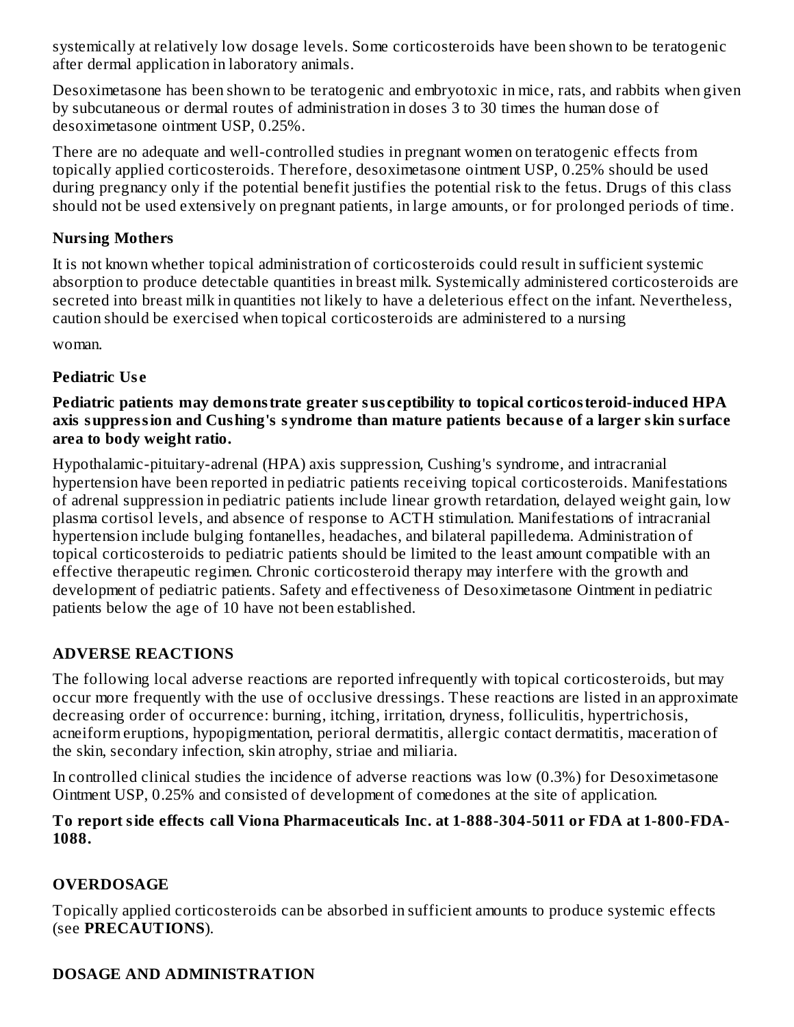systemically at relatively low dosage levels. Some corticosteroids have been shown to be teratogenic after dermal application in laboratory animals.

Desoximetasone has been shown to be teratogenic and embryotoxic in mice, rats, and rabbits when given by subcutaneous or dermal routes of administration in doses 3 to 30 times the human dose of desoximetasone ointment USP, 0.25%.

There are no adequate and well-controlled studies in pregnant women on teratogenic effects from topically applied corticosteroids. Therefore, desoximetasone ointment USP, 0.25% should be used during pregnancy only if the potential benefit justifies the potential risk to the fetus. Drugs of this class should not be used extensively on pregnant patients, in large amounts, or for prolonged periods of time.

### Nursing Mothers

It is not known whether topical administration of corticosteroids could result in sufficient systemic absorption to produce detectable quantities in breast milk. Systemically administered corticosteroids are secreted into breast milk in quantities not likely to have a deleterious effect on the infant. Nevertheless, caution should be exercised when topical corticosteroids are administered to a nursing

woman.

### Pediatric Use

**Pediatric patients may demonstrate greater susceptibility to topical corticosteroid-induced HPA axis suppression and Cushing's syndrome than mature patients because of a larger skin surface area to body weight ratio.**

Hypothalamic-pituitary-adrenal (HPA) axis suppression, Cushing's syndrome, and intracranial hypertension have been reported in pediatric patients receiving topical corticosteroids. Manifestations of adrenal suppression in pediatric patients include linear growth retardation, delayed weight gain, low plasma cortisol levels, and absence of response to ACTH stimulation. Manifestations of intracranial hypertension include bulging fontanelles, headaches, and bilateral papilledema. Administration of topical corticosteroids to pediatric patients should be limited to the least amount compatible with an effective therapeutic regimen. Chronic corticosteroid therapy may interfere with the growth and development of pediatric patients. Safety and effectiveness of Desoximetasone Ointment in pediatric patients below the age of 10 have not been established.

## ADVERSE REACTIONS

The following local adverse reactions are reported infrequently with topical corticosteroids, but may occur more frequently with the use of occlusive dressings. These reactions are listed in an approximate decreasing order of occurrence: burning, itching, irritation, dryness, folliculitis, hypertrichosis, acneiform eruptions, hypopigmentation, perioral dermatitis, allergic contact dermatitis, maceration of the skin, secondary infection, skin atrophy, striae and miliaria.

In controlled clinical studies the incidence of adverse reactions was low (0.3%) for Desoximetasone Ointment USP, 0.25% and consisted of development of comedones at the site of application.

**To report side effects call Viona Pharmaceuticals Inc. at 1-888-304-5011 or FDA at 1-800-FDA-1088.**

## OVERDOSAGE

Topically applied corticosteroids can be absorbed in sufficient amounts to produce systemic effects (see **PRECAUTIONS**).

## DOSAGE AND ADMINISTRATION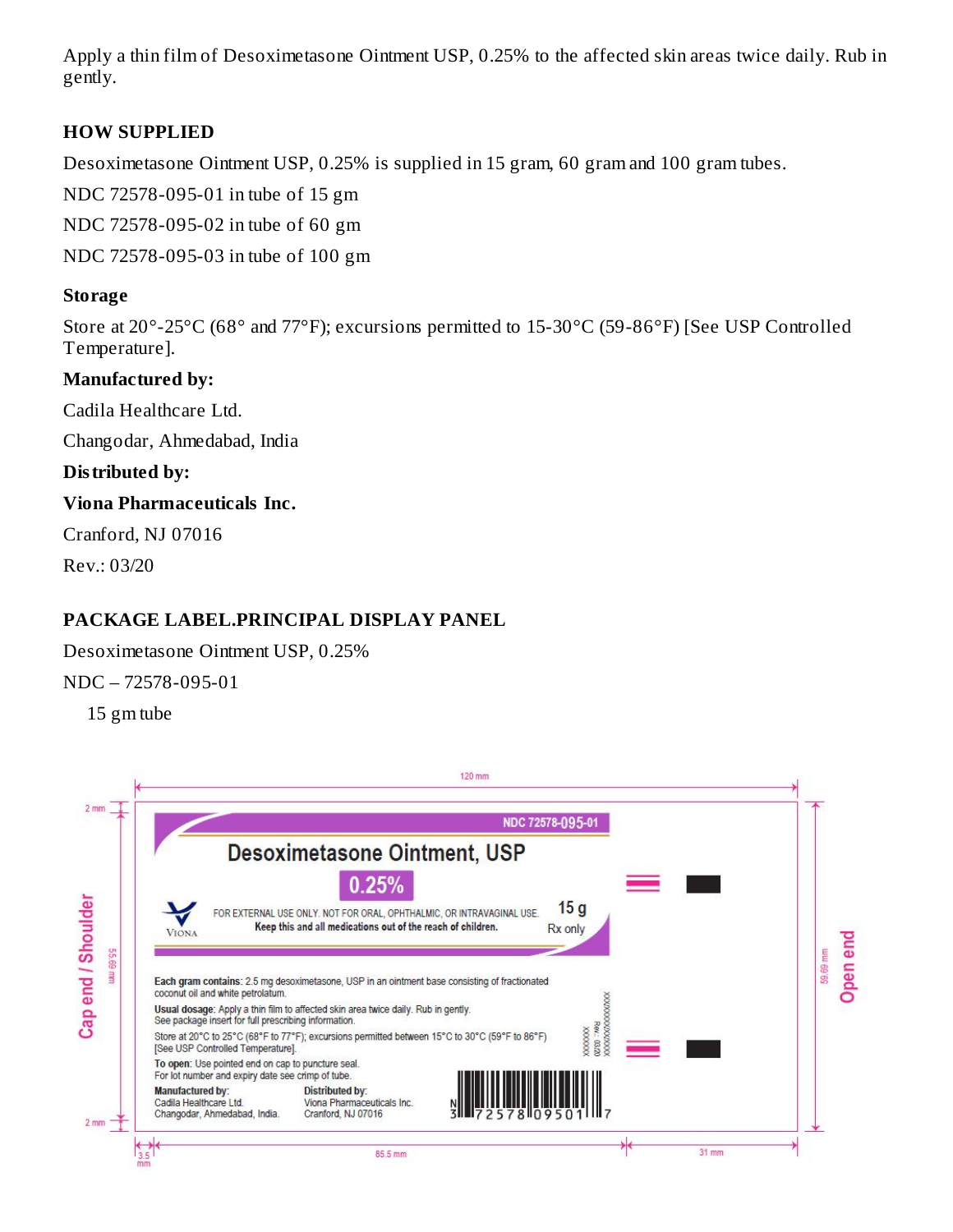Apply a thin film of Desoximetasone Ointment USP, 0.25% to the affected skin areas twice daily. Rub in gently.

## HOW SUPPLIED

Desoximetasone Ointment USP, 0.25% is supplied in 15 gram, 60 gram and 100 gram tubes.

NDC 72578-095-01 in tube of 15 gm

NDC 72578-095-02 in tube of 60 gm

NDC 72578-095-03 in tube of 100 gm

### Storage

Store at 20°-25°C (68° and 77°F); excursions permitted to 15-30°C (59-86°F) [See USP Controlled Temperature].

**Manufactured by:**

Cadila Healthcare Ltd.

Changodar, Ahmedabad, India

**Distributed by:**

**Viona Pharmaceuticals Inc.**

Cranford, NJ 07016

Rev.: 03/20

## PACKAGE LABEL.PRINCIPAL DISPLAY PANEL

Desoximetasone Ointment USP, 0.25%

NDC – 72578-095-01

15 gm tube

NDC 72578-095-01

Desoximetasone Ointment, USP

0.25%

VIONA

FOR EXTERNAL USE ONLY. NOT FOR ORAL, OPHTHALMIC, OR INTRAVAGINAL USE.

Keep this and all medications out of the reach of children.

15 g

Rx only

**Each gram contains:** 2.5 mg desoximetasone, USP in an ointment base consisting of fractionated coconut oil and white petrolatum.

**Usual dosage:** Apply a thin film to affected skin area twice daily. Rub in gently. See package insert for full prescribing information.

Store at 20°C to 25°C (68°F to 77°F); excursions permitted between 15°C to 30°C (59°F to 86°F) [See USP Controlled Temperature].

**To open:** Use pointed end on cap to puncture seal. For lot number and expiry date see crimp of tube.

**Manufactured by:** Cadila Healthcare Ltd. Changodar, Ahmedabad, India.

**Distributed by:** Viona Pharmaceuticals Inc. Cranford, NJ 07016

N 3 72578 09501 7

Rev.: 03/20

Cap end / Shoulder

Open end

120 mm

85.5 mm

31 mm

3.5 mm

2 mm

55.69 mm

59.69 mm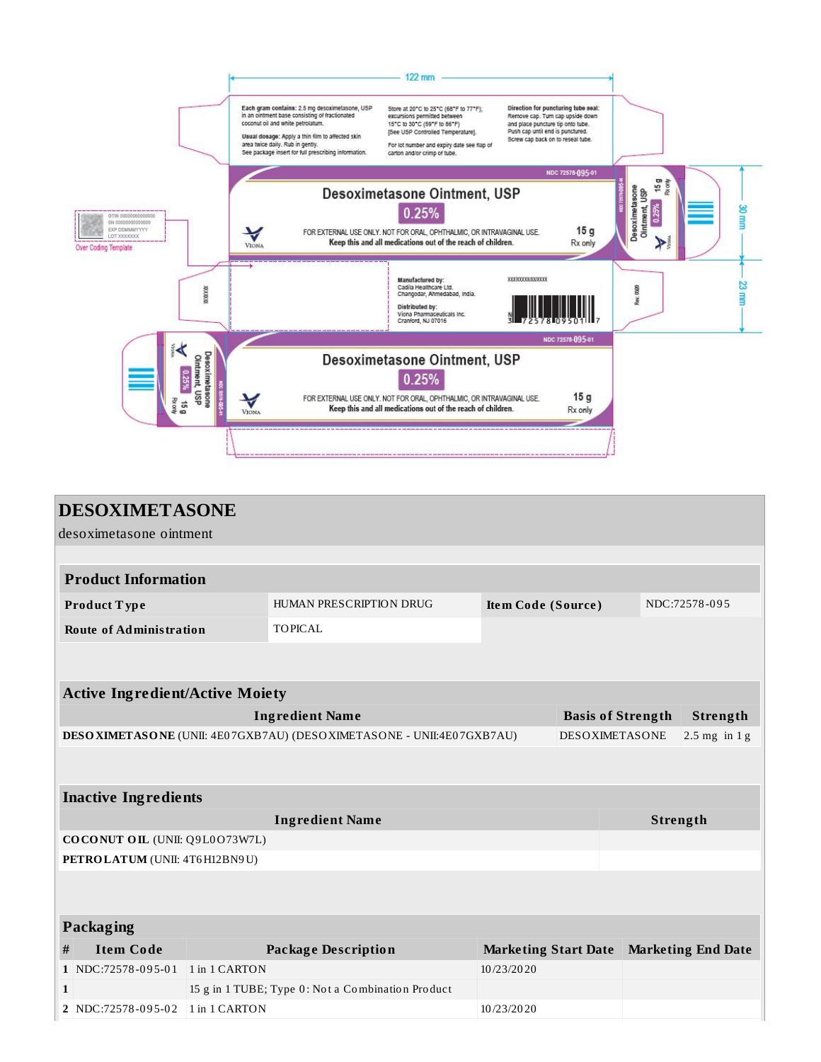122 mm

**Each gram contains:** 2.5 mg desoximetasone, USP in an ointment base consisting of fractionated coconut oil and white petrolatum.

**Usual dosage:** Apply a thin film to affected skin area twice daily. Rub in gently. See package insert for full prescribing information.

Store at 20°C to 25°C (68°F to 77°F); excursions permitted between 15°C to 30°C (59°F to 86°F) [See USP Controlled Room Temperature].

For lot number and expiry date see flap of carton and/or crimp of tube.

**Direction for puncturing tube seal:** Remove cap. Turn cap upside down and place puncture tip onto tube. Push cap until end is punctured. Screw cap back on to reseal tube.

NDC 72578-095-01

**Desoximetasone Ointment, USP**

**0.25%**

FOR EXTERNAL USE ONLY. NOT FOR ORAL, OPHTHALMIC, OR INTRAVAGINAL USE.

**Keep this and all medications out of the reach of children.**

15 g

Rx only

VIONA

GTIN 00000000000000
SN 000000000000000
EXP DDMMMYYYY
LOT XXXXXXX

Over Coding Template

**Manufactured by:**
Cadila Healthcare Ltd.
Changodar, Ahmedabad, India.

**Distributed by:**
Viona Pharmaceuticals Inc.
Cranford, NJ 07016

30 mm

23 mm

# DESOXIMETASONE

desoximetasone ointment

## Product Information

| | | | |
|---|---|---|---|
| **Product Type** | HUMAN PRESCRIPTION DRUG | **Item Code (Source)** | NDC:72578-095 |
| **Route of Administration** | TOPICAL | | |

## Active Ingredient/Active Moiety

| Ingredient Name | Basis of Strength | Strength |
|---|---|---|
| **DESOXIMETASONE** (UNII: 4E07GXB7AU) (DESOXIMETASONE - UNII:4E07GXB7AU) | DESOXIMETASONE | 2.5 mg in 1 g |

## Inactive Ingredients

| Ingredient Name | Strength |
|---|---|
| **COCONUT OIL** (UNII: Q9L0O73W7L) | |
| **PETROLATUM** (UNII: 4T6H12BN9U) | |

## Packaging

| # | Item Code | Package Description | Marketing Start Date | Marketing End Date |
|---|---|---|---|---|
| 1 | NDC:72578-095-01 | 1 in 1 CARTON | 10/23/2020 | |
| 1 | | 15 g in 1 TUBE; Type 0: Not a Combination Product | | |
| 2 | NDC:72578-095-02 | 1 in 1 CARTON | 10/23/2020 | |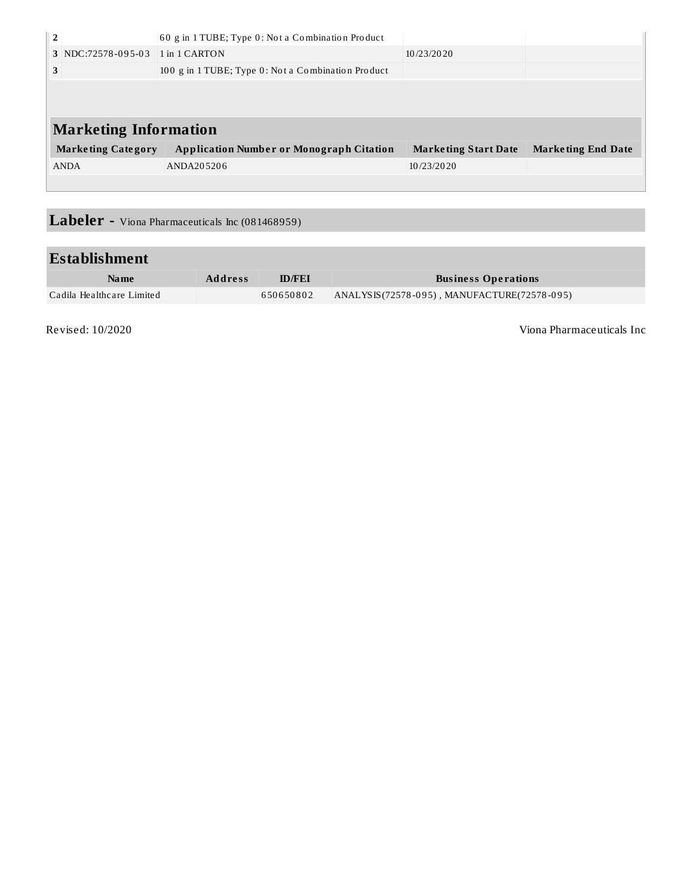| | | | | |
|---|---|---|---|---|
| 2 | | 60 g in 1 TUBE; Type 0: Not a Combination Product | | |
| 3 | NDC:72578-095-03 | 1 in 1 CARTON | 10/23/2020 | |
| 3 | | 100 g in 1 TUBE; Type 0: Not a Combination Product | | |

## Marketing Information

| Marketing Category | Application Number or Monograph Citation | Marketing Start Date | Marketing End Date |
|---|---|---|---|
| ANDA | ANDA205206 | 10/23/2020 | |

## Labeler - Viona Pharmaceuticals Inc (081468959)

## Establishment

| Name | Address | ID/FEI | Business Operations |
|---|---|---|---|
| Cadila Healthcare Limited | | 650650802 | ANALYSIS(72578-095) , MANUFACTURE(72578-095) |

Revised: 10/2020

Viona Pharmaceuticals Inc